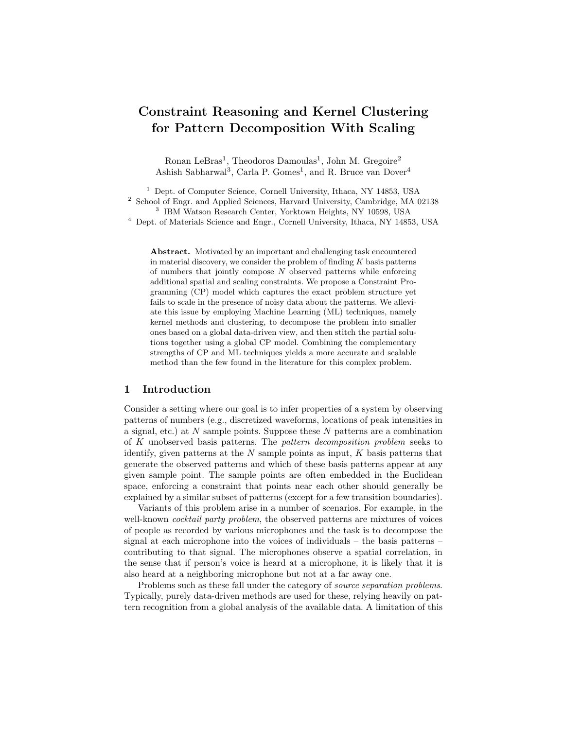# Constraint Reasoning and Kernel Clustering for Pattern Decomposition With Scaling

Ronan LeBras[1], Theodoros Damoulas[1], John M. Gregoire[2]
Ashish Sabharwal[3], Carla P. Gomes[1], and R. Bruce van Dover[4]

[1] Dept. of Computer Science, Cornell University, Ithaca, NY 14853, USA
[2] School of Engr. and Applied Sciences, Harvard University, Cambridge, MA 02138
[3] IBM Watson Research Center, Yorktown Heights, NY 10598, USA
[4] Dept. of Materials Science and Engr., Cornell University, Ithaca, NY 14853, USA

**Abstract.** Motivated by an important and challenging task encountered in material discovery, we consider the problem of finding $K$ basis patterns of numbers that jointly compose $N$ observed patterns while enforcing additional spatial and scaling constraints. We propose a Constraint Programming (CP) model which captures the exact problem structure yet fails to scale in the presence of noisy data about the patterns. We alleviate this issue by employing Machine Learning (ML) techniques, namely kernel methods and clustering, to decompose the problem into smaller ones based on a global data-driven view, and then stitch the partial solutions together using a global CP model. Combining the complementary strengths of CP and ML techniques yields a more accurate and scalable method than the few found in the literature for this complex problem.

## 1 Introduction

Consider a setting where our goal is to infer properties of a system by observing patterns of numbers (e.g., discretized waveforms, locations of peak intensities in a signal, etc.) at $N$ sample points. Suppose these $N$ patterns are a combination of $K$ unobserved basis patterns. The *pattern decomposition problem* seeks to identify, given patterns at the $N$ sample points as input, $K$ basis patterns that generate the observed patterns and which of these basis patterns appear at any given sample point. The sample points are often embedded in the Euclidean space, enforcing a constraint that points near each other should generally be explained by a similar subset of patterns (except for a few transition boundaries).

Variants of this problem arise in a number of scenarios. For example, in the well-known *cocktail party problem*, the observed patterns are mixtures of voices of people as recorded by various microphones and the task is to decompose the signal at each microphone into the voices of individuals – the basis patterns – contributing to that signal. The microphones observe a spatial correlation, in the sense that if person's voice is heard at a microphone, it is likely that it is also heard at a neighboring microphone but not at a far away one.

Problems such as these fall under the category of *source separation problems*. Typically, purely data-driven methods are used for these, relying heavily on pattern recognition from a global analysis of the available data. A limitation of this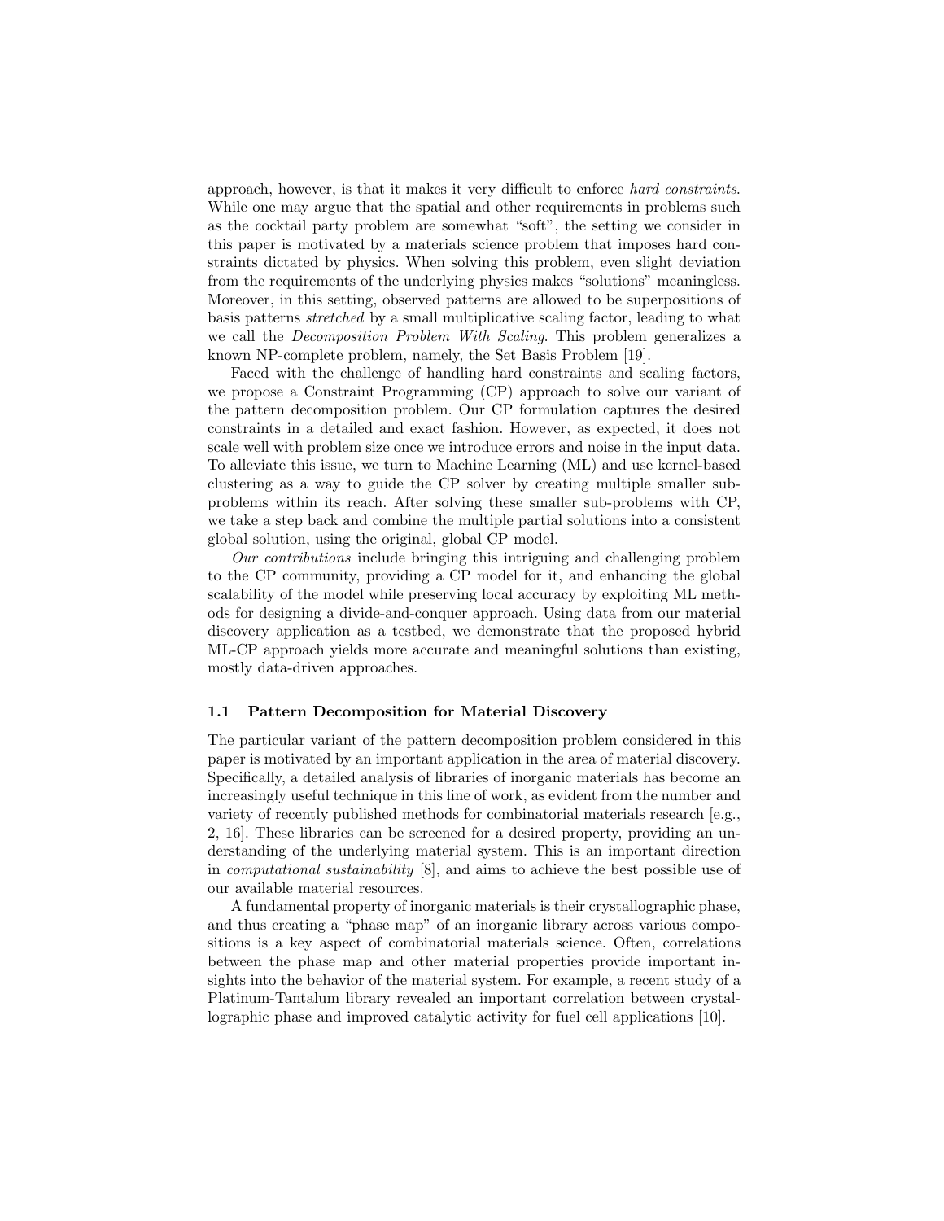approach, however, is that it makes it very difficult to enforce *hard constraints*. While one may argue that the spatial and other requirements in problems such as the cocktail party problem are somewhat "soft", the setting we consider in this paper is motivated by a materials science problem that imposes hard constraints dictated by physics. When solving this problem, even slight deviation from the requirements of the underlying physics makes "solutions" meaningless. Moreover, in this setting, observed patterns are allowed to be superpositions of basis patterns *stretched* by a small multiplicative scaling factor, leading to what we call the *Decomposition Problem With Scaling*. This problem generalizes a known NP-complete problem, namely, the Set Basis Problem [19].

Faced with the challenge of handling hard constraints and scaling factors, we propose a Constraint Programming (CP) approach to solve our variant of the pattern decomposition problem. Our CP formulation captures the desired constraints in a detailed and exact fashion. However, as expected, it does not scale well with problem size once we introduce errors and noise in the input data. To alleviate this issue, we turn to Machine Learning (ML) and use kernel-based clustering as a way to guide the CP solver by creating multiple smaller sub-problems within its reach. After solving these smaller sub-problems with CP, we take a step back and combine the multiple partial solutions into a consistent global solution, using the original, global CP model.

*Our contributions* include bringing this intriguing and challenging problem to the CP community, providing a CP model for it, and enhancing the global scalability of the model while preserving local accuracy by exploiting ML methods for designing a divide-and-conquer approach. Using data from our material discovery application as a testbed, we demonstrate that the proposed hybrid ML-CP approach yields more accurate and meaningful solutions than existing, mostly data-driven approaches.

### 1.1 Pattern Decomposition for Material Discovery

The particular variant of the pattern decomposition problem considered in this paper is motivated by an important application in the area of material discovery. Specifically, a detailed analysis of libraries of inorganic materials has become an increasingly useful technique in this line of work, as evident from the number and variety of recently published methods for combinatorial materials research [e.g., 2, 16]. These libraries can be screened for a desired property, providing an understanding of the underlying material system. This is an important direction in *computational sustainability* [8], and aims to achieve the best possible use of our available material resources.

A fundamental property of inorganic materials is their crystallographic phase, and thus creating a "phase map" of an inorganic library across various compositions is a key aspect of combinatorial materials science. Often, correlations between the phase map and other material properties provide important insights into the behavior of the material system. For example, a recent study of a Platinum-Tantalum library revealed an important correlation between crystallographic phase and improved catalytic activity for fuel cell applications [10].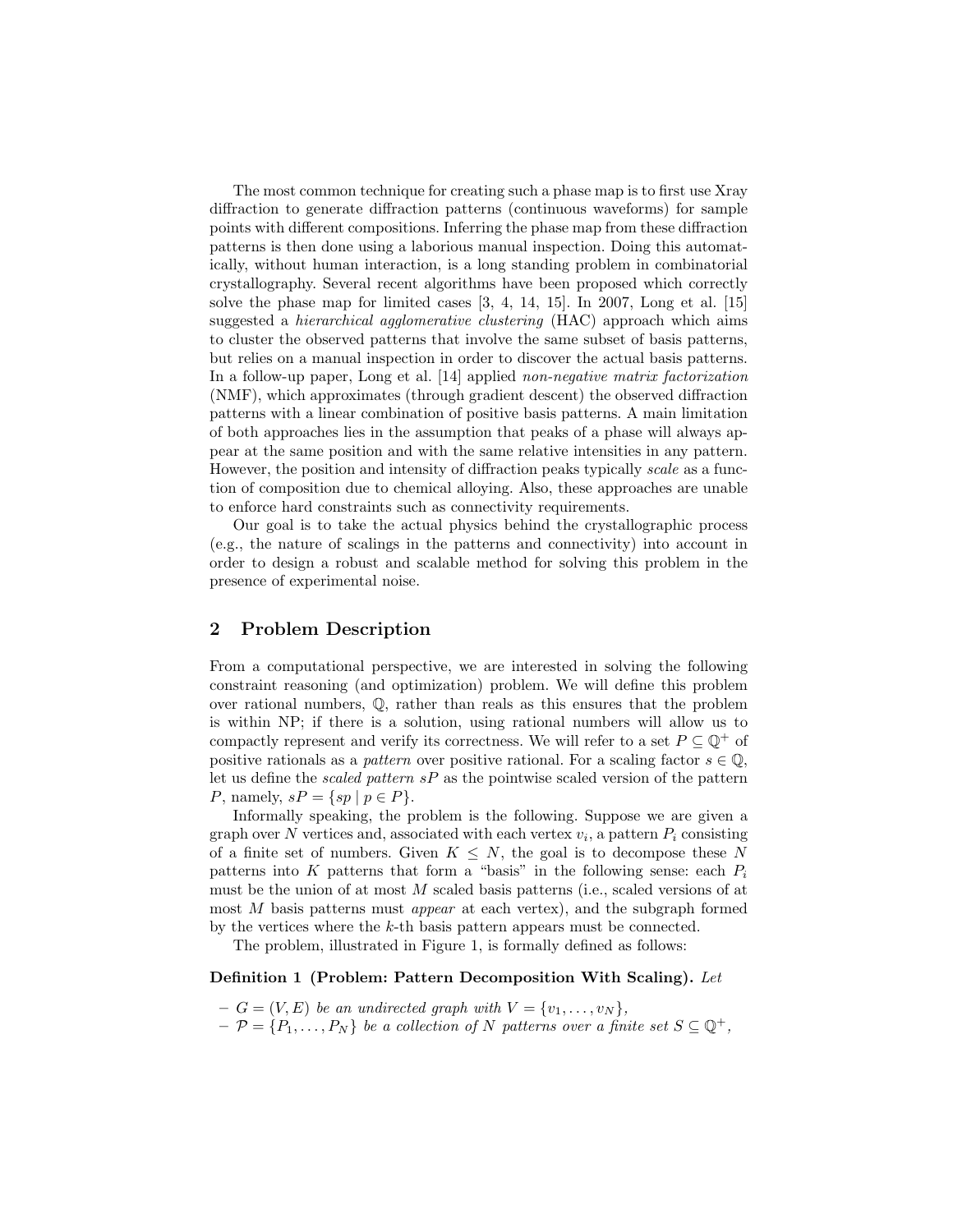The most common technique for creating such a phase map is to first use Xray diffraction to generate diffraction patterns (continuous waveforms) for sample points with different compositions. Inferring the phase map from these diffraction patterns is then done using a laborious manual inspection. Doing this automatically, without human interaction, is a long standing problem in combinatorial crystallography. Several recent algorithms have been proposed which correctly solve the phase map for limited cases [3, 4, 14, 15]. In 2007, Long et al. [15] suggested a *hierarchical agglomerative clustering* (HAC) approach which aims to cluster the observed patterns that involve the same subset of basis patterns, but relies on a manual inspection in order to discover the actual basis patterns. In a follow-up paper, Long et al. [14] applied *non-negative matrix factorization* (NMF), which approximates (through gradient descent) the observed diffraction patterns with a linear combination of positive basis patterns. A main limitation of both approaches lies in the assumption that peaks of a phase will always appear at the same position and with the same relative intensities in any pattern. However, the position and intensity of diffraction peaks typically *scale* as a function of composition due to chemical alloying. Also, these approaches are unable to enforce hard constraints such as connectivity requirements.

Our goal is to take the actual physics behind the crystallographic process (e.g., the nature of scalings in the patterns and connectivity) into account in order to design a robust and scalable method for solving this problem in the presence of experimental noise.

## 2 Problem Description

From a computational perspective, we are interested in solving the following constraint reasoning (and optimization) problem. We will define this problem over rational numbers, $\mathbb{Q}$, rather than reals as this ensures that the problem is within NP; if there is a solution, using rational numbers will allow us to compactly represent and verify its correctness. We will refer to a set $P \subseteq \mathbb{Q}^+$ of positive rationals as a *pattern* over positive rational. For a scaling factor $s \in \mathbb{Q}$, let us define the *scaled pattern* $sP$ as the pointwise scaled version of the pattern $P$, namely, $sP = \{sp \mid p \in P\}$.

Informally speaking, the problem is the following. Suppose we are given a graph over $N$ vertices and, associated with each vertex $v_i$, a pattern $P_i$ consisting of a finite set of numbers. Given $K \leq N$, the goal is to decompose these $N$ patterns into $K$ patterns that form a "basis" in the following sense: each $P_i$ must be the union of at most $M$ scaled basis patterns (i.e., scaled versions of at most $M$ basis patterns must *appear* at each vertex), and the subgraph formed by the vertices where the $k$-th basis pattern appears must be connected.

The problem, illustrated in Figure 1, is formally defined as follows:

**Definition 1 (Problem: Pattern Decomposition With Scaling).** *Let*

- $G = (V, E)$ *be an undirected graph with* $V = \{v_1, \ldots, v_N\}$*,*
- $\mathcal{P} = \{P_1, \ldots, P_N\}$ *be a collection of* $N$ *patterns over a finite set* $S \subseteq \mathbb{Q}^+$*,*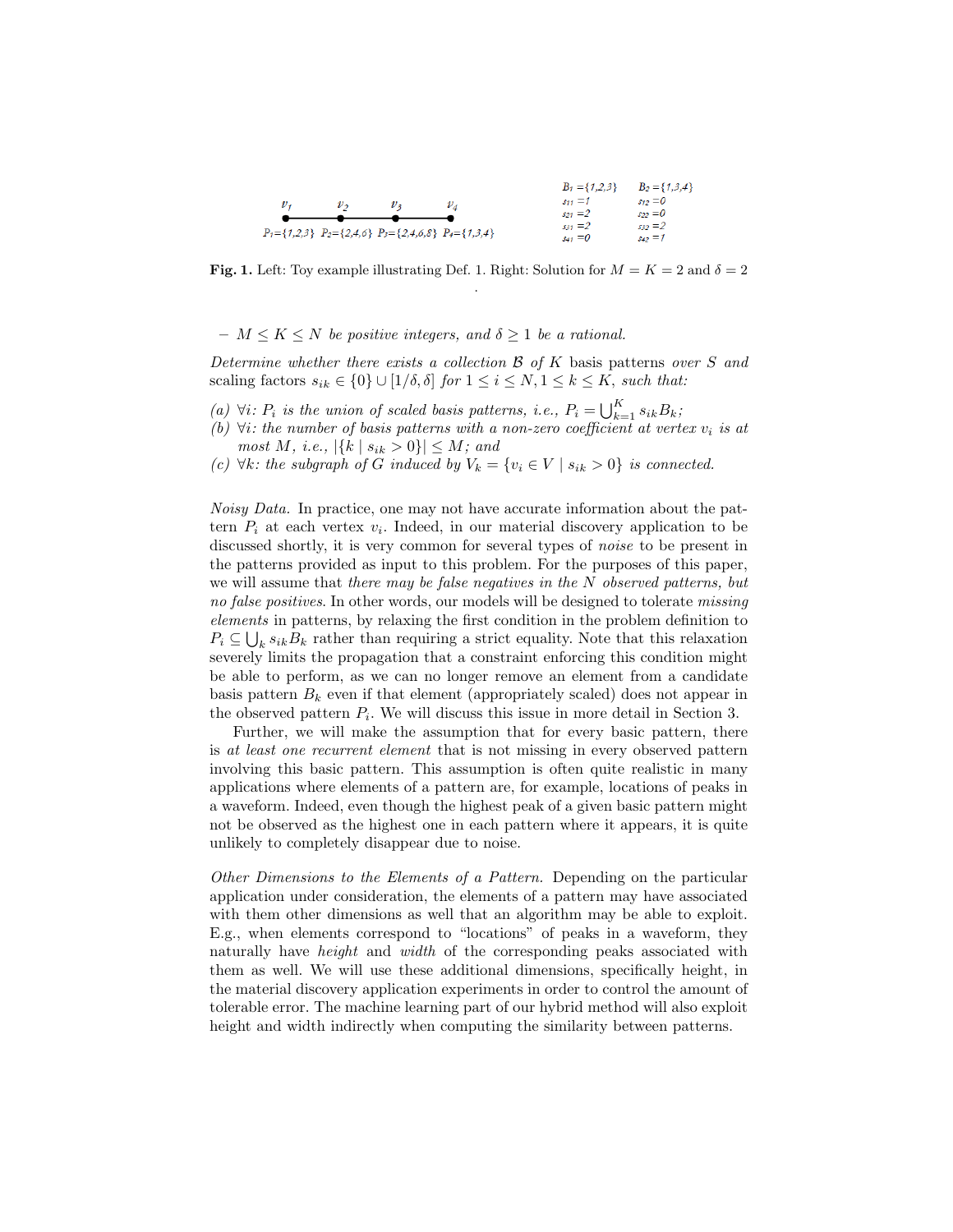$v_1$ $v_2$ $v_3$ $v_4$

$P_1=\{1,2,3\}$ $P_2=\{2,4,6\}$ $P_3=\{2,4,6,8\}$ $P_4=\{1,3,4\}$

$B_1=\{1,2,3\}$ $B_2=\{1,3,4\}$

$s_{11}=1$ $s_{12}=0$

$s_{21}=2$ $s_{22}=0$

$s_{31}=2$ $s_{32}=2$

$s_{41}=0$ $s_{42}=1$

**Fig. 1.** Left: Toy example illustrating Def. 1. Right: Solution for $M = K = 2$ and $\delta = 2$

– *$M \leq K \leq N$ be positive integers, and $\delta \geq 1$ be a rational.*

*Determine whether there exists a collection $\mathcal{B}$ of $K$* basis patterns *over $S$ and* scaling factors *$s_{ik} \in \{0\} \cup [1/\delta, \delta]$ for $1 \leq i \leq N, 1 \leq k \leq K$, such that:*

*(a) $\forall i$: $P_i$ is the union of scaled basis patterns, i.e., $P_i = \bigcup_{k=1}^{K} s_{ik} B_k$;*
*(b) $\forall i$: the number of basis patterns with a non-zero coefficient at vertex $v_i$ is at most $M$, i.e., $|\{k \mid s_{ik} > 0\}| \leq M$; and*
*(c) $\forall k$: the subgraph of $G$ induced by $V_k = \{v_i \in V \mid s_{ik} > 0\}$ is connected.*

*Noisy Data.* In practice, one may not have accurate information about the pattern $P_i$ at each vertex $v_i$. Indeed, in our material discovery application to be discussed shortly, it is very common for several types of *noise* to be present in the patterns provided as input to this problem. For the purposes of this paper, we will assume that *there may be false negatives in the N observed patterns, but no false positives*. In other words, our models will be designed to tolerate *missing elements* in patterns, by relaxing the first condition in the problem definition to $P_i \subseteq \bigcup_k s_{ik} B_k$ rather than requiring a strict equality. Note that this relaxation severely limits the propagation that a constraint enforcing this condition might be able to perform, as we can no longer remove an element from a candidate basis pattern $B_k$ even if that element (appropriately scaled) does not appear in the observed pattern $P_i$. We will discuss this issue in more detail in Section 3.

Further, we will make the assumption that for every basic pattern, there is *at least one recurrent element* that is not missing in every observed pattern involving this basic pattern. This assumption is often quite realistic in many applications where elements of a pattern are, for example, locations of peaks in a waveform. Indeed, even though the highest peak of a given basic pattern might not be observed as the highest one in each pattern where it appears, it is quite unlikely to completely disappear due to noise.

*Other Dimensions to the Elements of a Pattern.* Depending on the particular application under consideration, the elements of a pattern may have associated with them other dimensions as well that an algorithm may be able to exploit. E.g., when elements correspond to "locations" of peaks in a waveform, they naturally have *height* and *width* of the corresponding peaks associated with them as well. We will use these additional dimensions, specifically height, in the material discovery application experiments in order to control the amount of tolerable error. The machine learning part of our hybrid method will also exploit height and width indirectly when computing the similarity between patterns.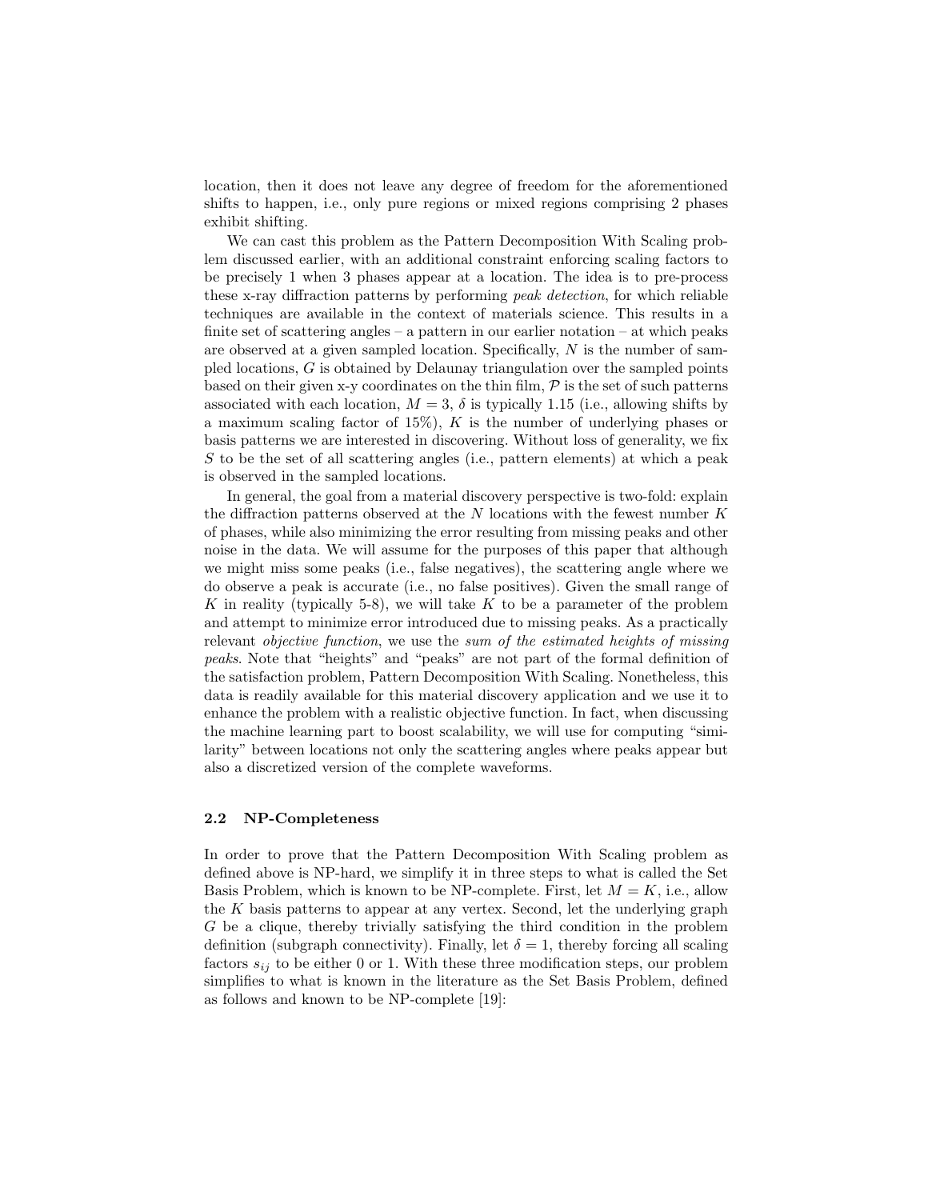location, then it does not leave any degree of freedom for the aforementioned shifts to happen, i.e., only pure regions or mixed regions comprising 2 phases exhibit shifting.

We can cast this problem as the Pattern Decomposition With Scaling problem discussed earlier, with an additional constraint enforcing scaling factors to be precisely 1 when 3 phases appear at a location. The idea is to pre-process these x-ray diffraction patterns by performing *peak detection*, for which reliable techniques are available in the context of materials science. This results in a finite set of scattering angles – a pattern in our earlier notation – at which peaks are observed at a given sampled location. Specifically, $N$ is the number of sampled locations, $G$ is obtained by Delaunay triangulation over the sampled points based on their given x-y coordinates on the thin film, $\mathcal{P}$ is the set of such patterns associated with each location, $M = 3$, $\delta$ is typically 1.15 (i.e., allowing shifts by a maximum scaling factor of 15%), $K$ is the number of underlying phases or basis patterns we are interested in discovering. Without loss of generality, we fix $S$ to be the set of all scattering angles (i.e., pattern elements) at which a peak is observed in the sampled locations.

In general, the goal from a material discovery perspective is two-fold: explain the diffraction patterns observed at the $N$ locations with the fewest number $K$ of phases, while also minimizing the error resulting from missing peaks and other noise in the data. We will assume for the purposes of this paper that although we might miss some peaks (i.e., false negatives), the scattering angle where we do observe a peak is accurate (i.e., no false positives). Given the small range of $K$ in reality (typically 5-8), we will take $K$ to be a parameter of the problem and attempt to minimize error introduced due to missing peaks. As a practically relevant *objective function*, we use the *sum of the estimated heights of missing peaks*. Note that "heights" and "peaks" are not part of the formal definition of the satisfaction problem, Pattern Decomposition With Scaling. Nonetheless, this data is readily available for this material discovery application and we use it to enhance the problem with a realistic objective function. In fact, when discussing the machine learning part to boost scalability, we will use for computing "similarity" between locations not only the scattering angles where peaks appear but also a discretized version of the complete waveforms.

### 2.2 NP-Completeness

In order to prove that the Pattern Decomposition With Scaling problem as defined above is NP-hard, we simplify it in three steps to what is called the Set Basis Problem, which is known to be NP-complete. First, let $M = K$, i.e., allow the $K$ basis patterns to appear at any vertex. Second, let the underlying graph $G$ be a clique, thereby trivially satisfying the third condition in the problem definition (subgraph connectivity). Finally, let $\delta = 1$, thereby forcing all scaling factors $s_{ij}$ to be either 0 or 1. With these three modification steps, our problem simplifies to what is known in the literature as the Set Basis Problem, defined as follows and known to be NP-complete [19]: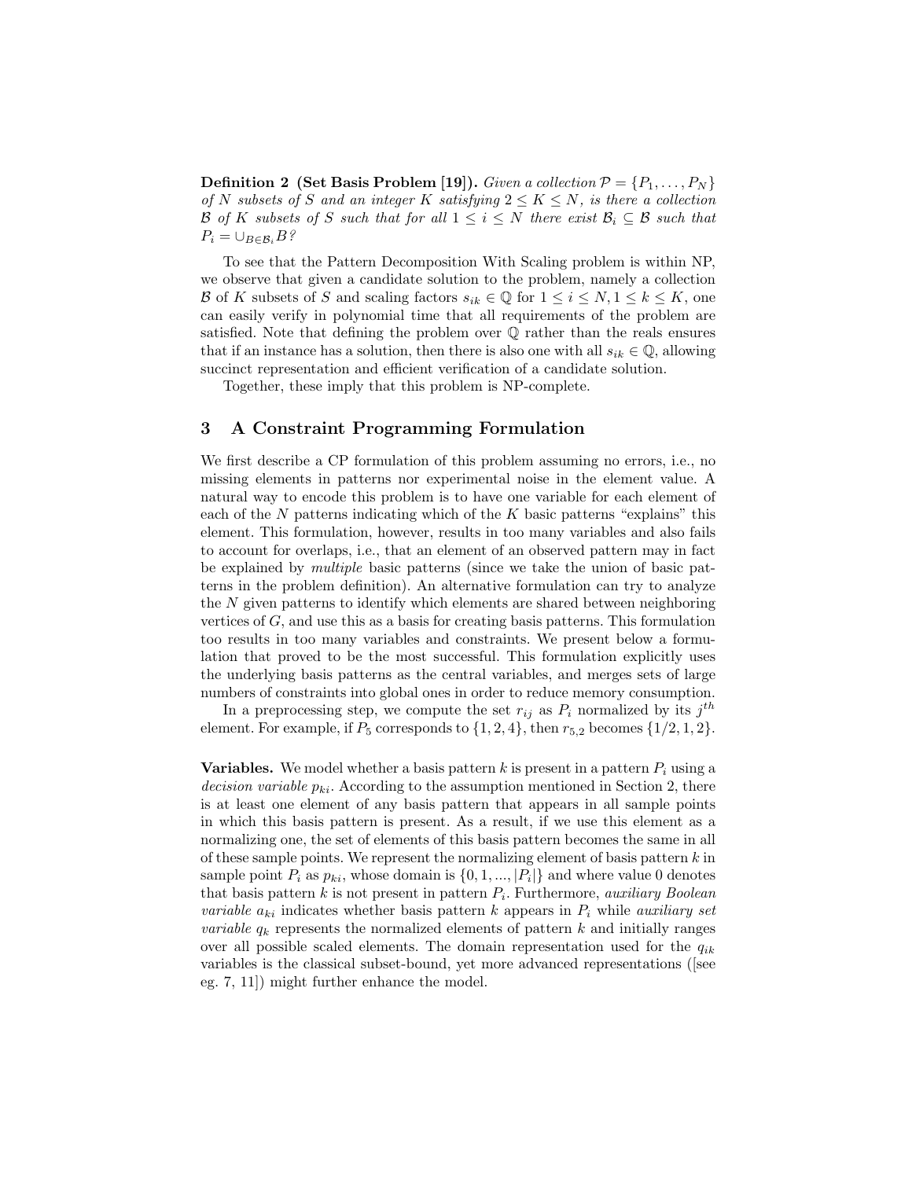**Definition 2 (Set Basis Problem [19]).** *Given a collection $\mathcal{P} = \{P_1, \ldots, P_N\}$ of $N$ subsets of $S$ and an integer $K$ satisfying $2 \leq K \leq N$, is there a collection $\mathcal{B}$ of $K$ subsets of $S$ such that for all $1 \leq i \leq N$ there exist $\mathcal{B}_i \subseteq \mathcal{B}$ such that $P_i = \cup_{B \in \mathcal{B}_i} B$?*

To see that the Pattern Decomposition With Scaling problem is within NP, we observe that given a candidate solution to the problem, namely a collection $\mathcal{B}$ of $K$ subsets of $S$ and scaling factors $s_{ik} \in \mathbb{Q}$ for $1 \leq i \leq N, 1 \leq k \leq K$, one can easily verify in polynomial time that all requirements of the problem are satisfied. Note that defining the problem over $\mathbb{Q}$ rather than the reals ensures that if an instance has a solution, then there is also one with all $s_{ik} \in \mathbb{Q}$, allowing succinct representation and efficient verification of a candidate solution.

Together, these imply that this problem is NP-complete.

## 3 A Constraint Programming Formulation

We first describe a CP formulation of this problem assuming no errors, i.e., no missing elements in patterns nor experimental noise in the element value. A natural way to encode this problem is to have one variable for each element of each of the $N$ patterns indicating which of the $K$ basic patterns "explains" this element. This formulation, however, results in too many variables and also fails to account for overlaps, i.e., that an element of an observed pattern may in fact be explained by *multiple* basic patterns (since we take the union of basic patterns in the problem definition). An alternative formulation can try to analyze the $N$ given patterns to identify which elements are shared between neighboring vertices of $G$, and use this as a basis for creating basis patterns. This formulation too results in too many variables and constraints. We present below a formulation that proved to be the most successful. This formulation explicitly uses the underlying basis patterns as the central variables, and merges sets of large numbers of constraints into global ones in order to reduce memory consumption.

In a preprocessing step, we compute the set $r_{ij}$ as $P_i$ normalized by its $j^{th}$ element. For example, if $P_5$ corresponds to $\{1, 2, 4\}$, then $r_{5,2}$ becomes $\{1/2, 1, 2\}$.

**Variables.** We model whether a basis pattern $k$ is present in a pattern $P_i$ using a *decision variable* $p_{ki}$. According to the assumption mentioned in Section 2, there is at least one element of any basis pattern that appears in all sample points in which this basis pattern is present. As a result, if we use this element as a normalizing one, the set of elements of this basis pattern becomes the same in all of these sample points. We represent the normalizing element of basis pattern $k$ in sample point $P_i$ as $p_{ki}$, whose domain is $\{0, 1, ..., |P_i|\}$ and where value 0 denotes that basis pattern $k$ is not present in pattern $P_i$. Furthermore, *auxiliary Boolean variable* $a_{ki}$ indicates whether basis pattern $k$ appears in $P_i$ while *auxiliary set variable* $q_k$ represents the normalized elements of pattern $k$ and initially ranges over all possible scaled elements. The domain representation used for the $q_{ik}$ variables is the classical subset-bound, yet more advanced representations ([see eg. 7, 11]) might further enhance the model.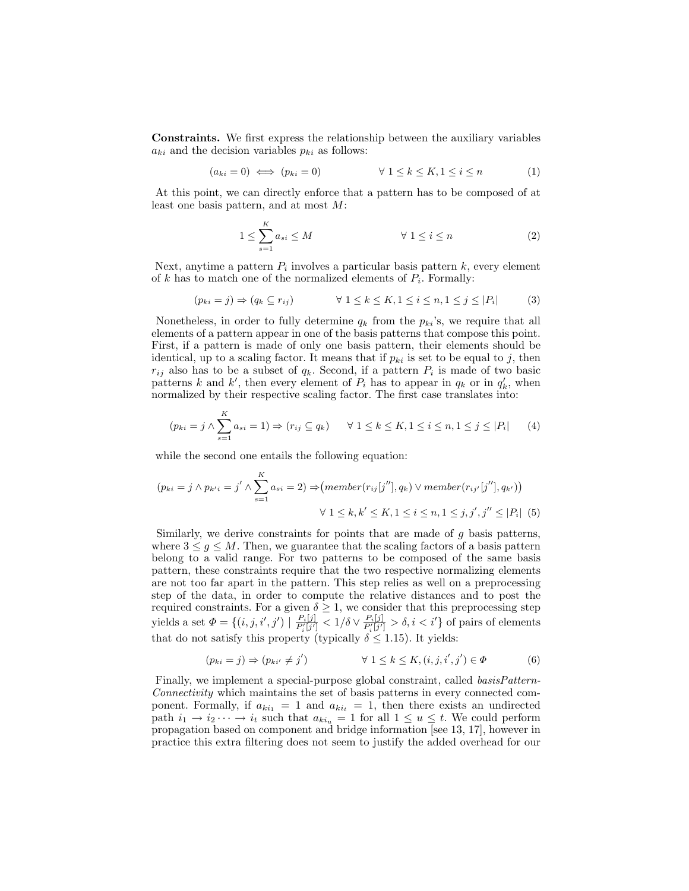**Constraints.** We first express the relationship between the auxiliary variables $a_{ki}$ and the decision variables $p_{ki}$ as follows:

$$(a_{ki} = 0) \iff (p_{ki} = 0) \qquad \forall\ 1 \leq k \leq K, 1 \leq i \leq n \tag{1}$$

At this point, we can directly enforce that a pattern has to be composed of at least one basis pattern, and at most $M$:

$$1 \leq \sum_{s=1}^{K} a_{si} \leq M \qquad \forall\ 1 \leq i \leq n \tag{2}$$

Next, anytime a pattern $P_i$ involves a particular basis pattern $k$, every element of $k$ has to match one of the normalized elements of $P_i$. Formally:

$$(p_{ki} = j) \Rightarrow (q_k \subseteq r_{ij}) \qquad \forall\ 1 \leq k \leq K, 1 \leq i \leq n, 1 \leq j \leq |P_i| \tag{3}$$

Nonetheless, in order to fully determine $q_k$ from the $p_{ki}$'s, we require that all elements of a pattern appear in one of the basis patterns that compose this point. First, if a pattern is made of only one basis pattern, their elements should be identical, up to a scaling factor. It means that if $p_{ki}$ is set to be equal to $j$, then $r_{ij}$ also has to be a subset of $q_k$. Second, if a pattern $P_i$ is made of two basic patterns $k$ and $k'$, then every element of $P_i$ has to appear in $q_k$ or in $q_k'$, when normalized by their respective scaling factor. The first case translates into:

$$(p_{ki} = j \wedge \sum_{s=1}^{K} a_{si} = 1) \Rightarrow (r_{ij} \subseteq q_k) \qquad \forall\ 1 \leq k \leq K, 1 \leq i \leq n, 1 \leq j \leq |P_i| \tag{4}$$

while the second one entails the following equation:

$$(p_{ki} = j \wedge p_{k'i} = j' \wedge \sum_{s=1}^{K} a_{si} = 2) \Rightarrow \big(member(r_{ij}[j''], q_k) \vee member(r_{ij'}[j''], q_{k'})\big)$$
$$\forall\ 1 \leq k, k' \leq K, 1 \leq i \leq n, 1 \leq j, j', j'' \leq |P_i| \tag{5}$$

Similarly, we derive constraints for points that are made of $g$ basis patterns, where $3 \leq g \leq M$. Then, we guarantee that the scaling factors of a basis pattern belong to a valid range. For two patterns to be composed of the same basis pattern, these constraints require that the two respective normalizing elements are not too far apart in the pattern. This step relies as well on a preprocessing step of the data, in order to compute the relative distances and to post the required constraints. For a given $\delta \geq 1$, we consider that this preprocessing step yields a set $\Phi = \{(i, j, i', j') \mid \frac{P_i[j]}{P_i'[j']} < 1/\delta \vee \frac{P_i[j]}{P_i'[j']} > \delta, i < i'\}$ of pairs of elements that do not satisfy this property (typically $\delta \leq 1.15$). It yields:

$$(p_{ki} = j) \Rightarrow (p_{ki'} \neq j') \qquad \forall\ 1 \leq k \leq K, (i, j, i', j') \in \Phi \tag{6}$$

Finally, we implement a special-purpose global constraint, called *basisPattern-Connectivity* which maintains the set of basis patterns in every connected component. Formally, if $a_{ki_1} = 1$ and $a_{ki_t} = 1$, then there exists an undirected path $i_1 \rightarrow i_2 \cdots \rightarrow i_t$ such that $a_{ki_u} = 1$ for all $1 \leq u \leq t$. We could perform propagation based on component and bridge information [see 13, 17], however in practice this extra filtering does not seem to justify the added overhead for our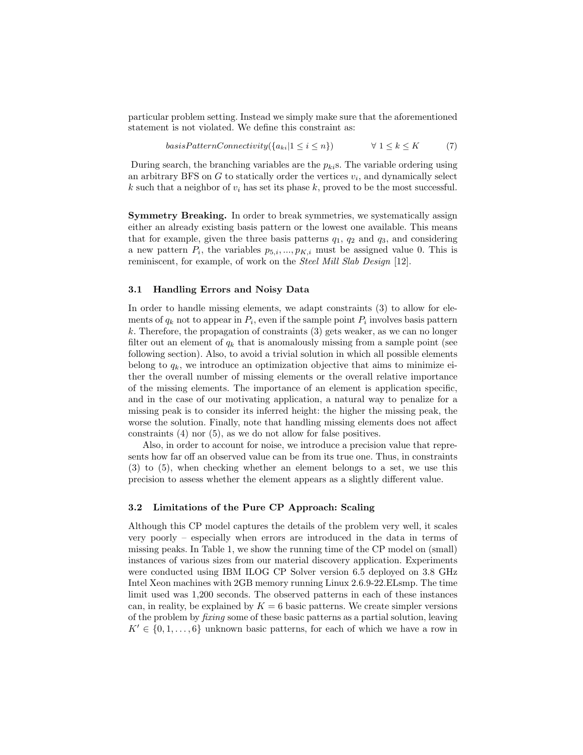particular problem setting. Instead we simply make sure that the aforementioned statement is not violated. We define this constraint as:

$$basisPatternConnectivity(\{a_{ki} | 1 \leq i \leq n\}) \qquad \forall\ 1 \leq k \leq K \tag{7}$$

During search, the branching variables are the $p_{ki}$s. The variable ordering using an arbitrary BFS on $G$ to statically order the vertices $v_i$, and dynamically select $k$ such that a neighbor of $v_i$ has set its phase $k$, proved to be the most successful.

**Symmetry Breaking.** In order to break symmetries, we systematically assign either an already existing basis pattern or the lowest one available. This means that for example, given the three basis patterns $q_1$, $q_2$ and $q_3$, and considering a new pattern $P_i$, the variables $p_{5,i}, ..., p_{K,i}$ must be assigned value 0. This is reminiscent, for example, of work on the *Steel Mill Slab Design* [12].

### 3.1 Handling Errors and Noisy Data

In order to handle missing elements, we adapt constraints (3) to allow for elements of $q_k$ not to appear in $P_i$, even if the sample point $P_i$ involves basis pattern $k$. Therefore, the propagation of constraints (3) gets weaker, as we can no longer filter out an element of $q_k$ that is anomalously missing from a sample point (see following section). Also, to avoid a trivial solution in which all possible elements belong to $q_k$, we introduce an optimization objective that aims to minimize either the overall number of missing elements or the overall relative importance of the missing elements. The importance of an element is application specific, and in the case of our motivating application, a natural way to penalize for a missing peak is to consider its inferred height: the higher the missing peak, the worse the solution. Finally, note that handling missing elements does not affect constraints (4) nor (5), as we do not allow for false positives.

Also, in order to account for noise, we introduce a precision value that represents how far off an observed value can be from its true one. Thus, in constraints (3) to (5), when checking whether an element belongs to a set, we use this precision to assess whether the element appears as a slightly different value.

### 3.2 Limitations of the Pure CP Approach: Scaling

Although this CP model captures the details of the problem very well, it scales very poorly – especially when errors are introduced in the data in terms of missing peaks. In Table 1, we show the running time of the CP model on (small) instances of various sizes from our material discovery application. Experiments were conducted using IBM ILOG CP Solver version 6.5 deployed on 3.8 GHz Intel Xeon machines with 2GB memory running Linux 2.6.9-22.ELsmp. The time limit used was 1,200 seconds. The observed patterns in each of these instances can, in reality, be explained by $K = 6$ basic patterns. We create simpler versions of the problem by *fixing* some of these basic patterns as a partial solution, leaving $K' \in \{0, 1, \ldots, 6\}$ unknown basic patterns, for each of which we have a row in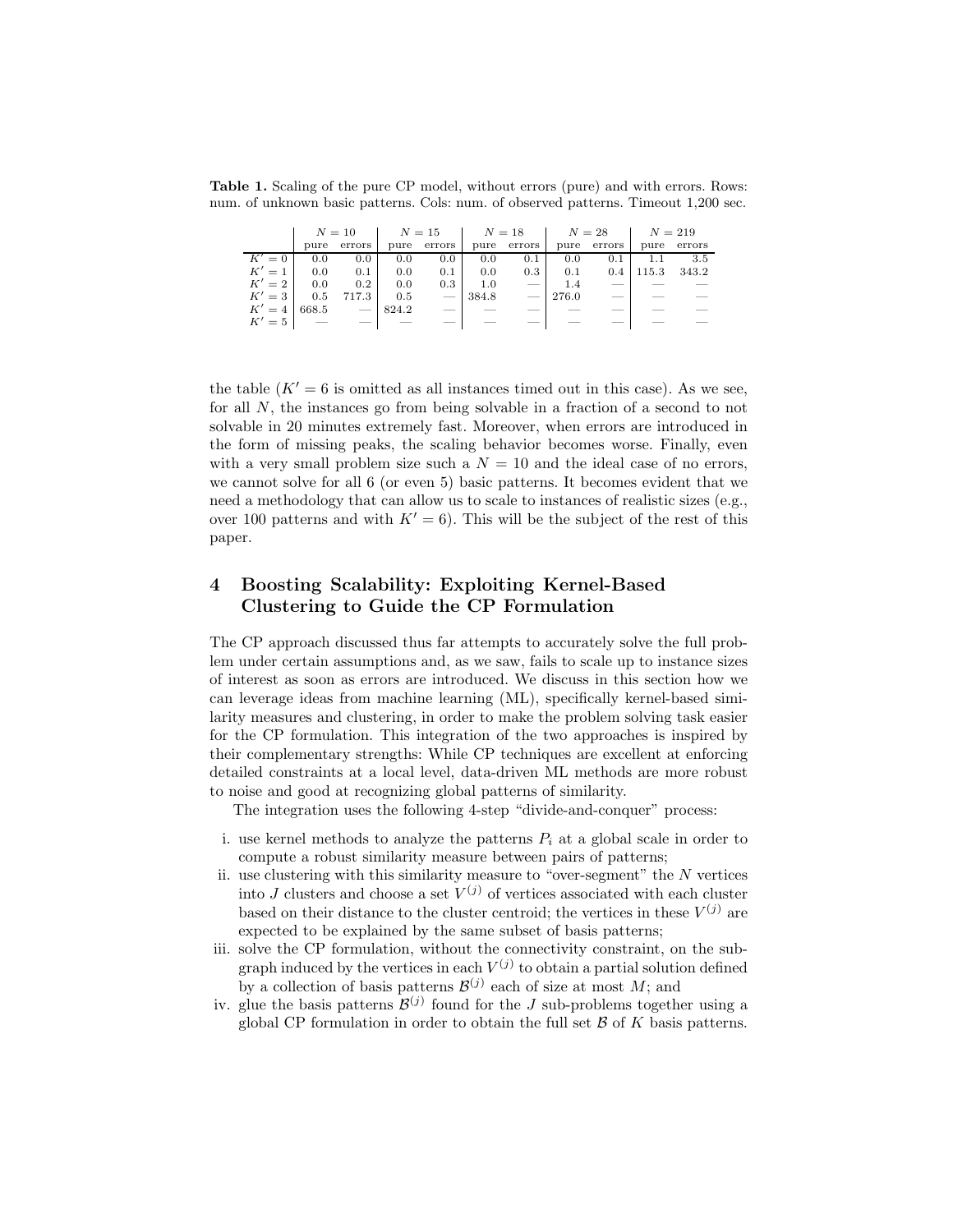**Table 1.** Scaling of the pure CP model, without errors (pure) and with errors. Rows: num. of unknown basic patterns. Cols: num. of observed patterns. Timeout 1,200 sec.

| | $N = 10$ | | $N = 15$ | | $N = 18$ | | $N = 28$ | | $N = 219$ | |
|---|---|---|---|---|---|---|---|---|---|---|
| | pure | errors | pure | errors | pure | errors | pure | errors | pure | errors |
| $K' = 0$ | 0.0 | 0.0 | 0.0 | 0.0 | 0.0 | 0.1 | 0.0 | 0.1 | 1.1 | 3.5 |
| $K' = 1$ | 0.0 | 0.1 | 0.0 | 0.1 | 0.0 | 0.3 | 0.1 | 0.4 | 115.3 | 343.2 |
| $K' = 2$ | 0.0 | 0.2 | 0.0 | 0.3 | 1.0 | — | 1.4 | — | — | — |
| $K' = 3$ | 0.5 | 717.3 | 0.5 | — | 384.8 | — | 276.0 | — | — | — |
| $K' = 4$ | 668.5 | — | 824.2 | — | — | — | — | — | — | — |
| $K' = 5$ | — | — | — | — | — | — | — | — | — | — |

the table ($K' = 6$ is omitted as all instances timed out in this case). As we see, for all $N$, the instances go from being solvable in a fraction of a second to not solvable in 20 minutes extremely fast. Moreover, when errors are introduced in the form of missing peaks, the scaling behavior becomes worse. Finally, even with a very small problem size such a $N = 10$ and the ideal case of no errors, we cannot solve for all 6 (or even 5) basic patterns. It becomes evident that we need a methodology that can allow us to scale to instances of realistic sizes (e.g., over 100 patterns and with $K' = 6$). This will be the subject of the rest of this paper.

## 4 Boosting Scalability: Exploiting Kernel-Based Clustering to Guide the CP Formulation

The CP approach discussed thus far attempts to accurately solve the full problem under certain assumptions and, as we saw, fails to scale up to instance sizes of interest as soon as errors are introduced. We discuss in this section how we can leverage ideas from machine learning (ML), specifically kernel-based similarity measures and clustering, in order to make the problem solving task easier for the CP formulation. This integration of the two approaches is inspired by their complementary strengths: While CP techniques are excellent at enforcing detailed constraints at a local level, data-driven ML methods are more robust to noise and good at recognizing global patterns of similarity.

The integration uses the following 4-step "divide-and-conquer" process:

i. use kernel methods to analyze the patterns $P_i$ at a global scale in order to compute a robust similarity measure between pairs of patterns;
ii. use clustering with this similarity measure to "over-segment" the $N$ vertices into $J$ clusters and choose a set $V^{(j)}$ of vertices associated with each cluster based on their distance to the cluster centroid; the vertices in these $V^{(j)}$ are expected to be explained by the same subset of basis patterns;
iii. solve the CP formulation, without the connectivity constraint, on the subgraph induced by the vertices in each $V^{(j)}$ to obtain a partial solution defined by a collection of basis patterns $\mathcal{B}^{(j)}$ each of size at most $M$; and
iv. glue the basis patterns $\mathcal{B}^{(j)}$ found for the $J$ sub-problems together using a global CP formulation in order to obtain the full set $\mathcal{B}$ of $K$ basis patterns.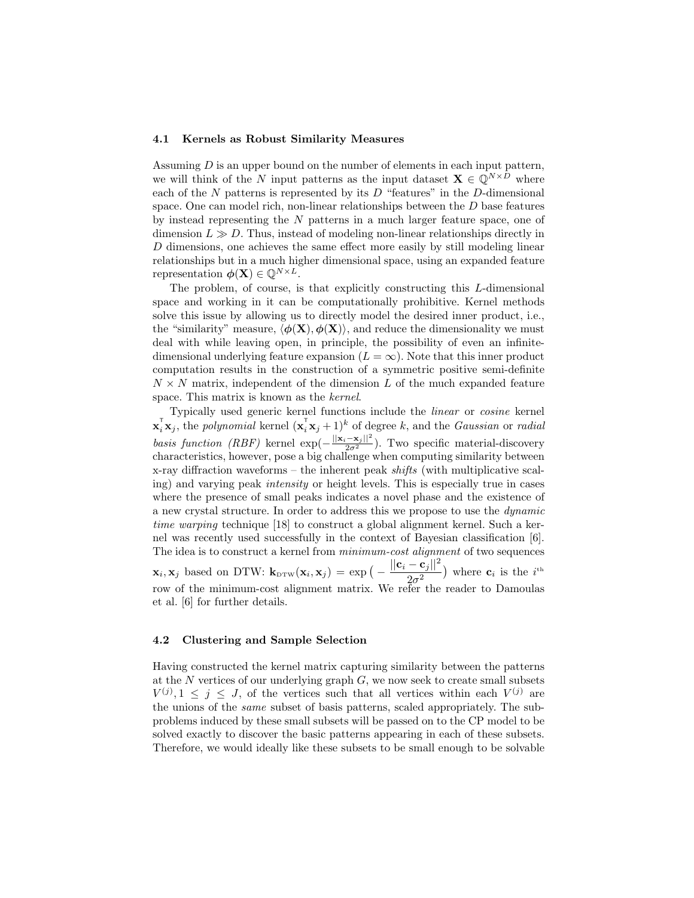### 4.1 Kernels as Robust Similarity Measures

Assuming $D$ is an upper bound on the number of elements in each input pattern, we will think of the $N$ input patterns as the input dataset $\mathbf{X} \in \mathbb{Q}^{N \times D}$ where each of the $N$ patterns is represented by its $D$ "features" in the $D$-dimensional space. One can model rich, non-linear relationships between the $D$ base features by instead representing the $N$ patterns in a much larger feature space, one of dimension $L \gg D$. Thus, instead of modeling non-linear relationships directly in $D$ dimensions, one achieves the same effect more easily by still modeling linear relationships but in a much higher dimensional space, using an expanded feature representation $\boldsymbol{\phi}(\mathbf{X}) \in \mathbb{Q}^{N \times L}$.

The problem, of course, is that explicitly constructing this $L$-dimensional space and working in it can be computationally prohibitive. Kernel methods solve this issue by allowing us to directly model the desired inner product, i.e., the "similarity" measure, $\langle \boldsymbol{\phi}(\mathbf{X}), \boldsymbol{\phi}(\mathbf{X}) \rangle$, and reduce the dimensionality we must deal with while leaving open, in principle, the possibility of even an infinite-dimensional underlying feature expansion ($L = \infty$). Note that this inner product computation results in the construction of a symmetric positive semi-definite $N \times N$ matrix, independent of the dimension $L$ of the much expanded feature space. This matrix is known as the *kernel*.

Typically used generic kernel functions include the *linear* or *cosine* kernel $\mathbf{x}_i^\top \mathbf{x}_j$, the *polynomial* kernel $(\mathbf{x}_i^\top \mathbf{x}_j + 1)^k$ of degree $k$, and the *Gaussian* or *radial basis function (RBF)* kernel $\exp(-\frac{||\mathbf{x}_i - \mathbf{x}_j||^2}{2\sigma^2})$. Two specific material-discovery characteristics, however, pose a big challenge when computing similarity between x-ray diffraction waveforms – the inherent peak *shifts* (with multiplicative scaling) and varying peak *intensity* or height levels. This is especially true in cases where the presence of small peaks indicates a novel phase and the existence of a new crystal structure. In order to address this we propose to use the *dynamic time warping* technique [18] to construct a global alignment kernel. Such a kernel was recently used successfully in the context of Bayesian classification [6]. The idea is to construct a kernel from *minimum-cost alignment* of two sequences $\mathbf{x}_i, \mathbf{x}_j$ based on DTW: $\mathbf{k}_{\text{DTW}}(\mathbf{x}_i, \mathbf{x}_j) = \exp\big(-\dfrac{||\mathbf{c}_i - \mathbf{c}_j||^2}{2\sigma^2}\big)$ where $\mathbf{c}_i$ is the $i^{\text{th}}$ row of the minimum-cost alignment matrix. We refer the reader to Damoulas et al. [6] for further details.

### 4.2 Clustering and Sample Selection

Having constructed the kernel matrix capturing similarity between the patterns at the $N$ vertices of our underlying graph $G$, we now seek to create small subsets $V^{(j)}, 1 \leq j \leq J$, of the vertices such that all vertices within each $V^{(j)}$ are the unions of the *same* subset of basis patterns, scaled appropriately. The subproblems induced by these small subsets will be passed on to the CP model to be solved exactly to discover the basic patterns appearing in each of these subsets. Therefore, we would ideally like these subsets to be small enough to be solvable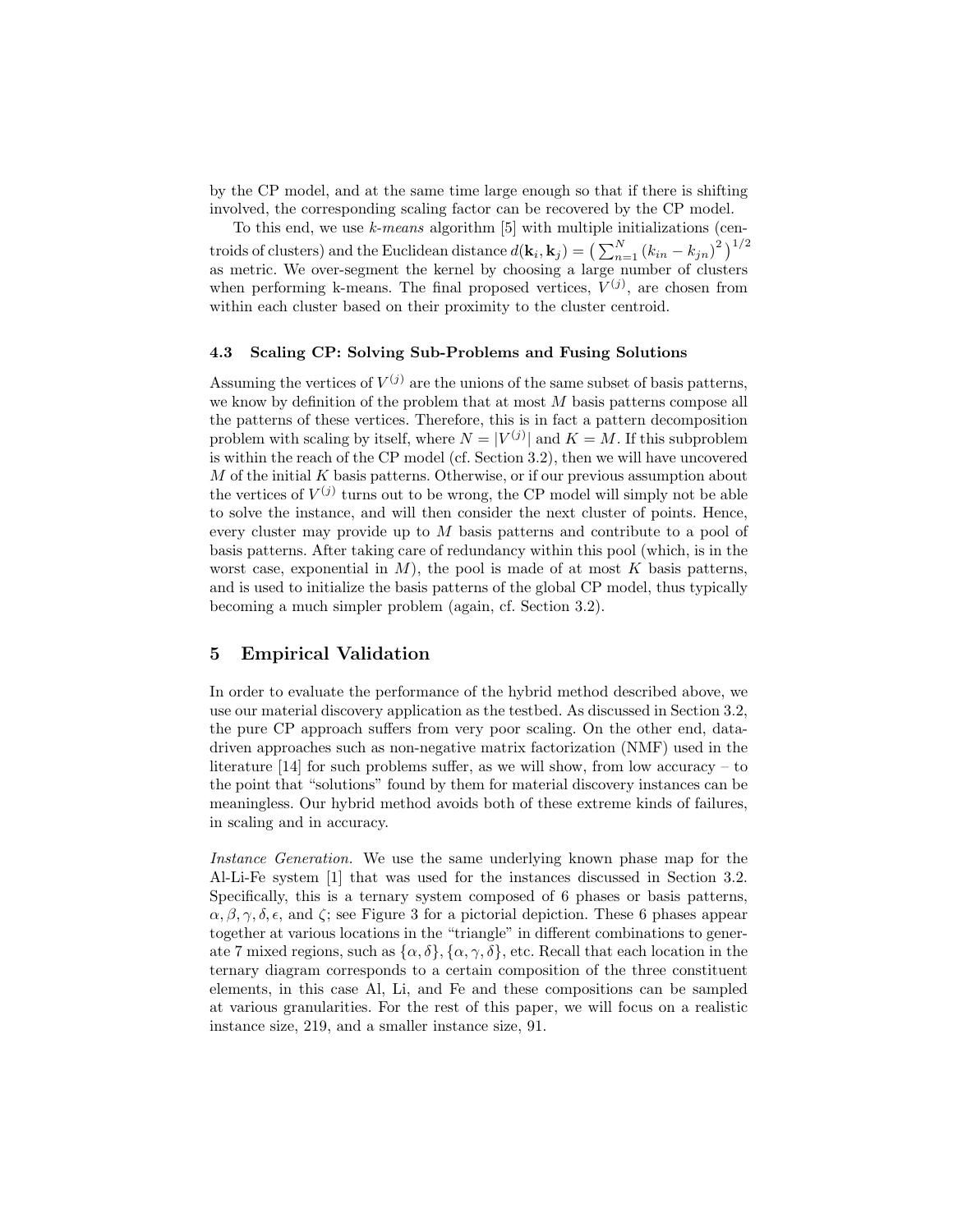by the CP model, and at the same time large enough so that if there is shifting involved, the corresponding scaling factor can be recovered by the CP model.

To this end, we use *k-means* algorithm [5] with multiple initializations (centroids of clusters) and the Euclidean distance $d(\mathbf{k}_i, \mathbf{k}_j) = \left(\sum_{n=1}^{N} (k_{in} - k_{jn})^2\right)^{1/2}$ as metric. We over-segment the kernel by choosing a large number of clusters when performing k-means. The final proposed vertices, $V^{(j)}$, are chosen from within each cluster based on their proximity to the cluster centroid.

### 4.3 Scaling CP: Solving Sub-Problems and Fusing Solutions

Assuming the vertices of $V^{(j)}$ are the unions of the same subset of basis patterns, we know by definition of the problem that at most $M$ basis patterns compose all the patterns of these vertices. Therefore, this is in fact a pattern decomposition problem with scaling by itself, where $N = |V^{(j)}|$ and $K = M$. If this subproblem is within the reach of the CP model (cf. Section 3.2), then we will have uncovered $M$ of the initial $K$ basis patterns. Otherwise, or if our previous assumption about the vertices of $V^{(j)}$ turns out to be wrong, the CP model will simply not be able to solve the instance, and will then consider the next cluster of points. Hence, every cluster may provide up to $M$ basis patterns and contribute to a pool of basis patterns. After taking care of redundancy within this pool (which, is in the worst case, exponential in $M$), the pool is made of at most $K$ basis patterns, and is used to initialize the basis patterns of the global CP model, thus typically becoming a much simpler problem (again, cf. Section 3.2).

## 5 Empirical Validation

In order to evaluate the performance of the hybrid method described above, we use our material discovery application as the testbed. As discussed in Section 3.2, the pure CP approach suffers from very poor scaling. On the other end, data-driven approaches such as non-negative matrix factorization (NMF) used in the literature [14] for such problems suffer, as we will show, from low accuracy – to the point that "solutions" found by them for material discovery instances can be meaningless. Our hybrid method avoids both of these extreme kinds of failures, in scaling and in accuracy.

*Instance Generation.* We use the same underlying known phase map for the Al-Li-Fe system [1] that was used for the instances discussed in Section 3.2. Specifically, this is a ternary system composed of 6 phases or basis patterns, $\alpha, \beta, \gamma, \delta, \epsilon$, and $\zeta$; see Figure 3 for a pictorial depiction. These 6 phases appear together at various locations in the "triangle" in different combinations to generate 7 mixed regions, such as $\{\alpha, \delta\}, \{\alpha, \gamma, \delta\}$, etc. Recall that each location in the ternary diagram corresponds to a certain composition of the three constituent elements, in this case Al, Li, and Fe and these compositions can be sampled at various granularities. For the rest of this paper, we will focus on a realistic instance size, 219, and a smaller instance size, 91.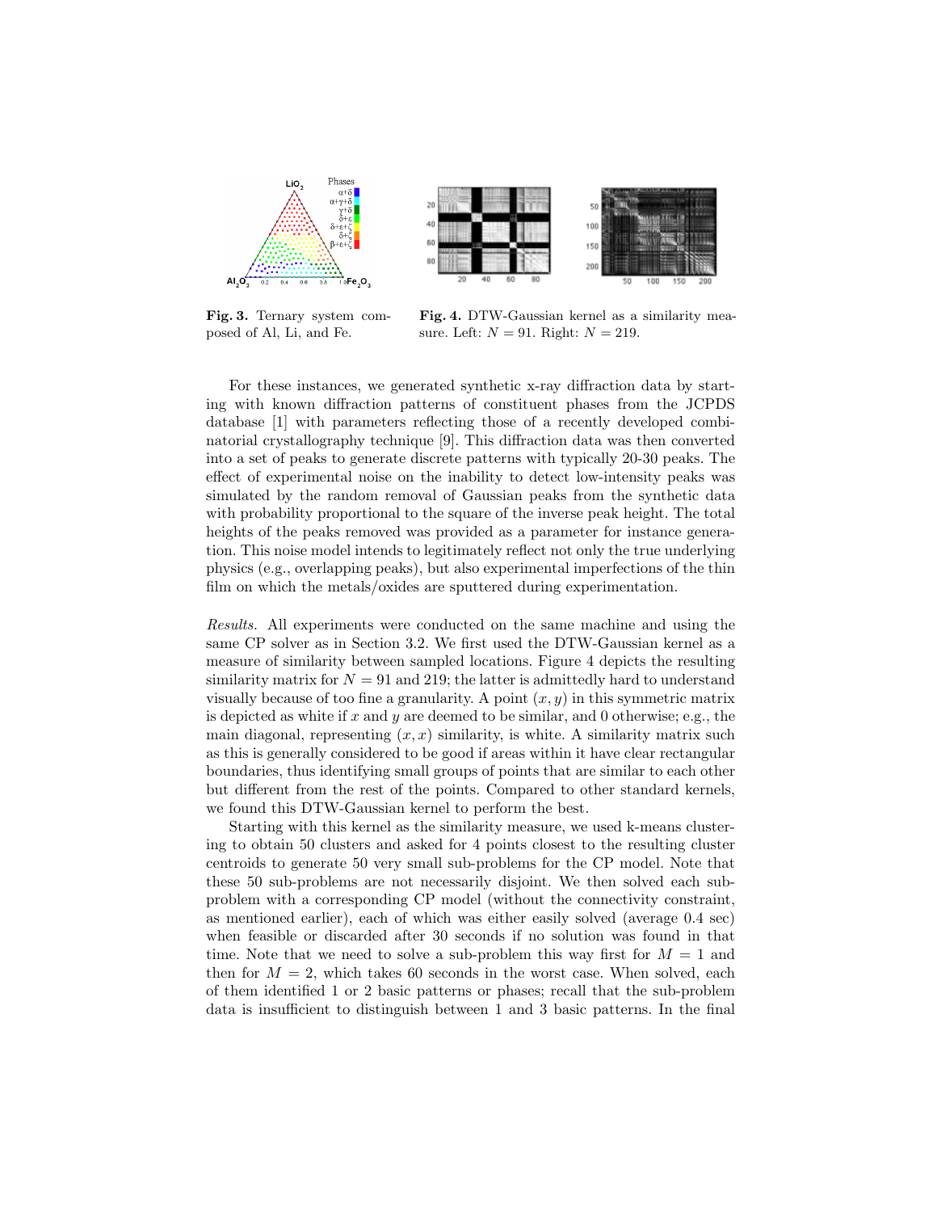**Fig. 3.** Ternary system composed of Al, Li, and Fe.

**Fig. 4.** DTW-Gaussian kernel as a similarity measure. Left: $N = 91$. Right: $N = 219$.

For these instances, we generated synthetic x-ray diffraction data by starting with known diffraction patterns of constituent phases from the JCPDS database [1] with parameters reflecting those of a recently developed combinatorial crystallography technique [9]. This diffraction data was then converted into a set of peaks to generate discrete patterns with typically 20-30 peaks. The effect of experimental noise on the inability to detect low-intensity peaks was simulated by the random removal of Gaussian peaks from the synthetic data with probability proportional to the square of the inverse peak height. The total heights of the peaks removed was provided as a parameter for instance generation. This noise model intends to legitimately reflect not only the true underlying physics (e.g., overlapping peaks), but also experimental imperfections of the thin film on which the metals/oxides are sputtered during experimentation.

*Results.* All experiments were conducted on the same machine and using the same CP solver as in Section 3.2. We first used the DTW-Gaussian kernel as a measure of similarity between sampled locations. Figure 4 depicts the resulting similarity matrix for $N = 91$ and 219; the latter is admittedly hard to understand visually because of too fine a granularity. A point $(x, y)$ in this symmetric matrix is depicted as white if $x$ and $y$ are deemed to be similar, and 0 otherwise; e.g., the main diagonal, representing $(x, x)$ similarity, is white. A similarity matrix such as this is generally considered to be good if areas within it have clear rectangular boundaries, thus identifying small groups of points that are similar to each other but different from the rest of the points. Compared to other standard kernels, we found this DTW-Gaussian kernel to perform the best.

Starting with this kernel as the similarity measure, we used k-means clustering to obtain 50 clusters and asked for 4 points closest to the resulting cluster centroids to generate 50 very small sub-problems for the CP model. Note that these 50 sub-problems are not necessarily disjoint. We then solved each sub-problem with a corresponding CP model (without the connectivity constraint, as mentioned earlier), each of which was either easily solved (average 0.4 sec) when feasible or discarded after 30 seconds if no solution was found in that time. Note that we need to solve a sub-problem this way first for $M = 1$ and then for $M = 2$, which takes 60 seconds in the worst case. When solved, each of them identified 1 or 2 basic patterns or phases; recall that the sub-problem data is insufficient to distinguish between 1 and 3 basic patterns. In the final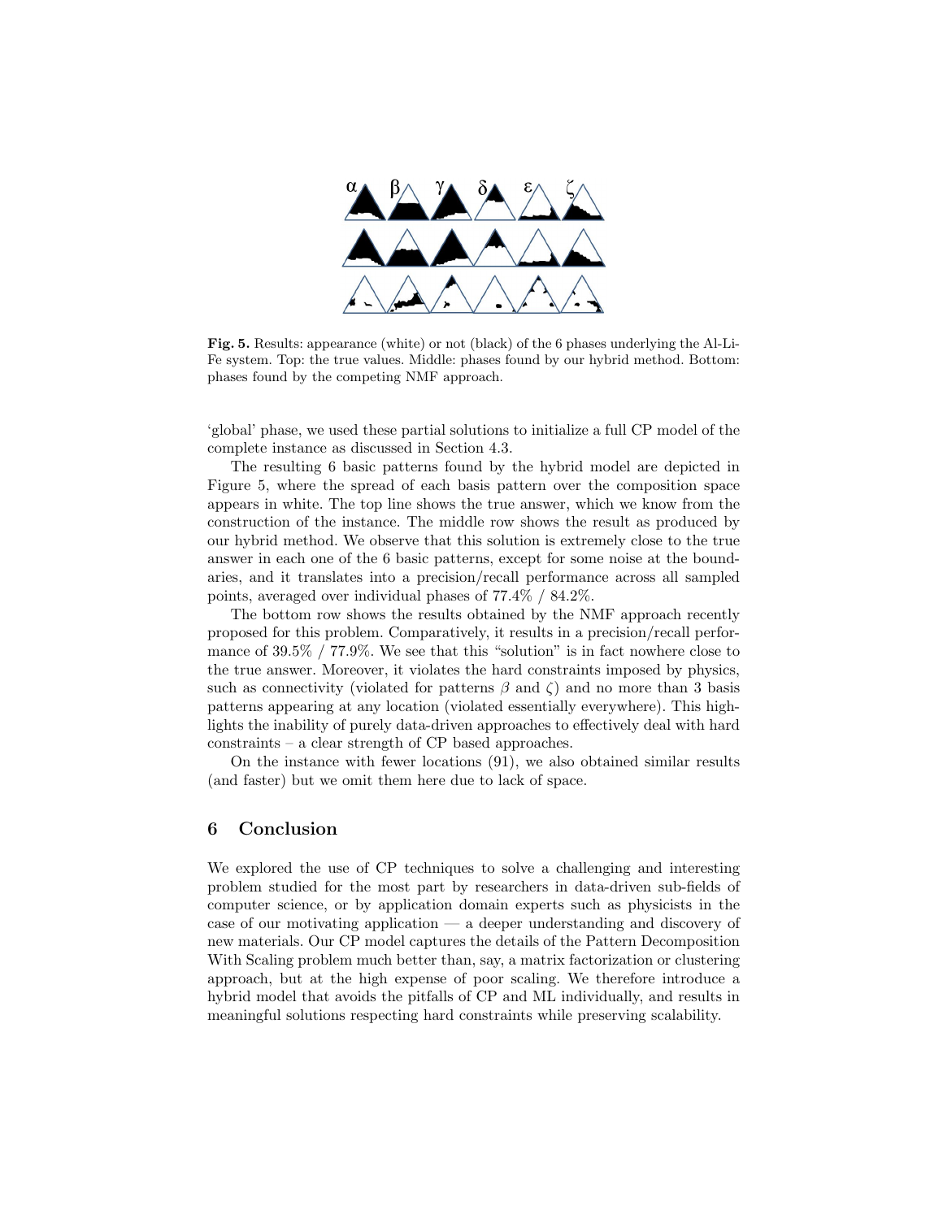**Fig. 5.** Results: appearance (white) or not (black) of the 6 phases underlying the Al-Li-Fe system. Top: the true values. Middle: phases found by our hybrid method. Bottom: phases found by the competing NMF approach.

'global' phase, we used these partial solutions to initialize a full CP model of the complete instance as discussed in Section 4.3.

The resulting 6 basic patterns found by the hybrid model are depicted in Figure 5, where the spread of each basis pattern over the composition space appears in white. The top line shows the true answer, which we know from the construction of the instance. The middle row shows the result as produced by our hybrid method. We observe that this solution is extremely close to the true answer in each one of the 6 basic patterns, except for some noise at the boundaries, and it translates into a precision/recall performance across all sampled points, averaged over individual phases of 77.4% / 84.2%.

The bottom row shows the results obtained by the NMF approach recently proposed for this problem. Comparatively, it results in a precision/recall performance of 39.5% / 77.9%. We see that this "solution" is in fact nowhere close to the true answer. Moreover, it violates the hard constraints imposed by physics, such as connectivity (violated for patterns $\beta$ and $\zeta$) and no more than 3 basis patterns appearing at any location (violated essentially everywhere). This highlights the inability of purely data-driven approaches to effectively deal with hard constraints – a clear strength of CP based approaches.

On the instance with fewer locations (91), we also obtained similar results (and faster) but we omit them here due to lack of space.

## 6 Conclusion

We explored the use of CP techniques to solve a challenging and interesting problem studied for the most part by researchers in data-driven sub-fields of computer science, or by application domain experts such as physicists in the case of our motivating application — a deeper understanding and discovery of new materials. Our CP model captures the details of the Pattern Decomposition With Scaling problem much better than, say, a matrix factorization or clustering approach, but at the high expense of poor scaling. We therefore introduce a hybrid model that avoids the pitfalls of CP and ML individually, and results in meaningful solutions respecting hard constraints while preserving scalability.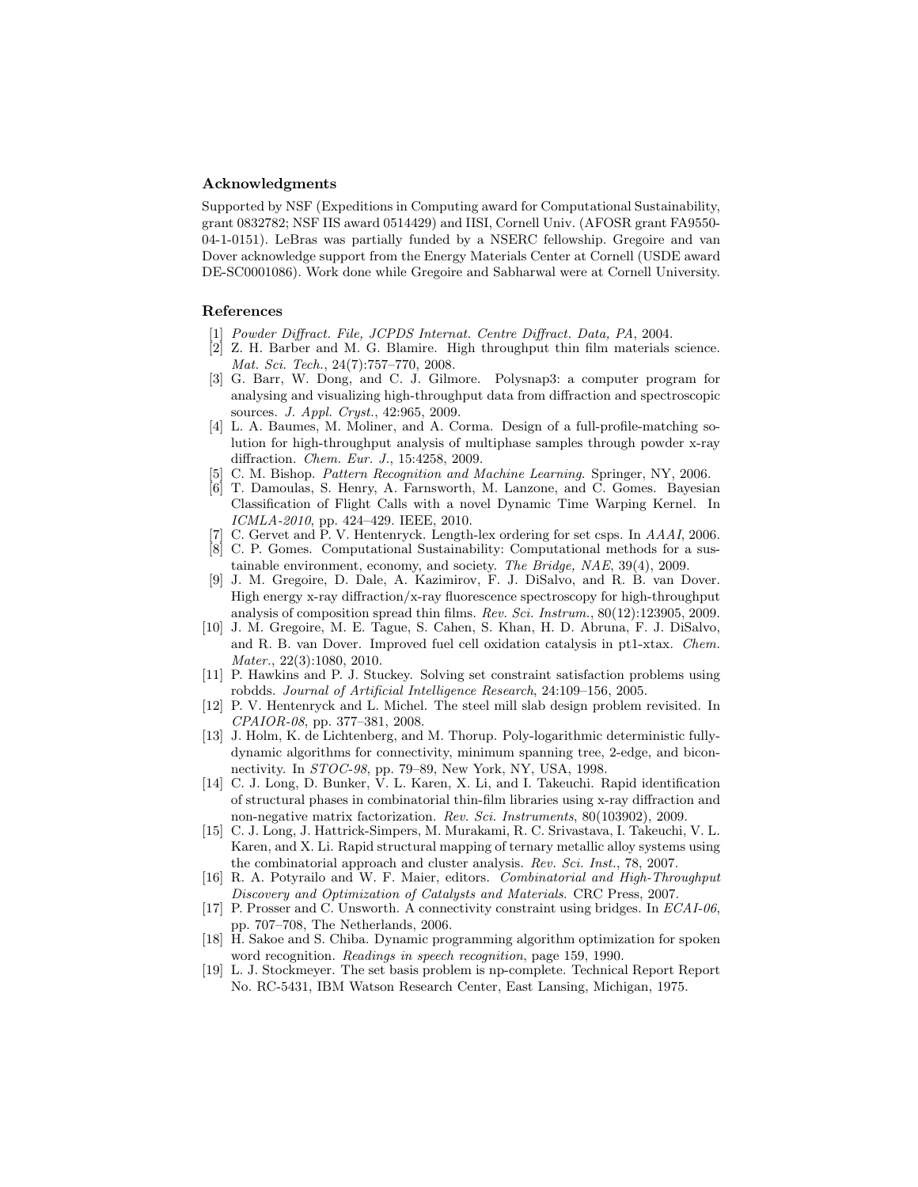## Acknowledgments

Supported by NSF (Expeditions in Computing award for Computational Sustainability, grant 0832782; NSF IIS award 0514429) and IISI, Cornell Univ. (AFOSR grant FA9550-04-1-0151). LeBras was partially funded by a NSERC fellowship. Gregoire and van Dover acknowledge support from the Energy Materials Center at Cornell (USDE award DE-SC0001086). Work done while Gregoire and Sabharwal were at Cornell University.

## References

[1] *Powder Diffract. File, JCPDS Internat. Centre Diffract. Data, PA*, 2004.

[2] Z. H. Barber and M. G. Blamire. High throughput thin film materials science. *Mat. Sci. Tech.*, 24(7):757–770, 2008.

[3] G. Barr, W. Dong, and C. J. Gilmore. Polysnap3: a computer program for analysing and visualizing high-throughput data from diffraction and spectroscopic sources. *J. Appl. Cryst.*, 42:965, 2009.

[4] L. A. Baumes, M. Moliner, and A. Corma. Design of a full-profile-matching solution for high-throughput analysis of multiphase samples through powder x-ray diffraction. *Chem. Eur. J.*, 15:4258, 2009.

[5] C. M. Bishop. *Pattern Recognition and Machine Learning*. Springer, NY, 2006.

[6] T. Damoulas, S. Henry, A. Farnsworth, M. Lanzone, and C. Gomes. Bayesian Classification of Flight Calls with a novel Dynamic Time Warping Kernel. In *ICMLA-2010*, pp. 424–429. IEEE, 2010.

[7] C. Gervet and P. V. Hentenryck. Length-lex ordering for set csps. In *AAAI*, 2006.

[8] C. P. Gomes. Computational Sustainability: Computational methods for a sustainable environment, economy, and society. *The Bridge, NAE*, 39(4), 2009.

[9] J. M. Gregoire, D. Dale, A. Kazimirov, F. J. DiSalvo, and R. B. van Dover. High energy x-ray diffraction/x-ray fluorescence spectroscopy for high-throughput analysis of composition spread thin films. *Rev. Sci. Instrum.*, 80(12):123905, 2009.

[10] J. M. Gregoire, M. E. Tague, S. Cahen, S. Khan, H. D. Abruna, F. J. DiSalvo, and R. B. van Dover. Improved fuel cell oxidation catalysis in pt1-xtax. *Chem. Mater.*, 22(3):1080, 2010.

[11] P. Hawkins and P. J. Stuckey. Solving set constraint satisfaction problems using robdds. *Journal of Artificial Intelligence Research*, 24:109–156, 2005.

[12] P. V. Hentenryck and L. Michel. The steel mill slab design problem revisited. In *CPAIOR-08*, pp. 377–381, 2008.

[13] J. Holm, K. de Lichtenberg, and M. Thorup. Poly-logarithmic deterministic fully-dynamic algorithms for connectivity, minimum spanning tree, 2-edge, and biconnectivity. In *STOC-98*, pp. 79–89, New York, NY, USA, 1998.

[14] C. J. Long, D. Bunker, V. L. Karen, X. Li, and I. Takeuchi. Rapid identification of structural phases in combinatorial thin-film libraries using x-ray diffraction and non-negative matrix factorization. *Rev. Sci. Instruments*, 80(103902), 2009.

[15] C. J. Long, J. Hattrick-Simpers, M. Murakami, R. C. Srivastava, I. Takeuchi, V. L. Karen, and X. Li. Rapid structural mapping of ternary metallic alloy systems using the combinatorial approach and cluster analysis. *Rev. Sci. Inst.*, 78, 2007.

[16] R. A. Potyrailo and W. F. Maier, editors. *Combinatorial and High-Throughput Discovery and Optimization of Catalysts and Materials*. CRC Press, 2007.

[17] P. Prosser and C. Unsworth. A connectivity constraint using bridges. In *ECAI-06*, pp. 707–708, The Netherlands, 2006.

[18] H. Sakoe and S. Chiba. Dynamic programming algorithm optimization for spoken word recognition. *Readings in speech recognition*, page 159, 1990.

[19] L. J. Stockmeyer. The set basis problem is np-complete. Technical Report Report No. RC-5431, IBM Watson Research Center, East Lansing, Michigan, 1975.